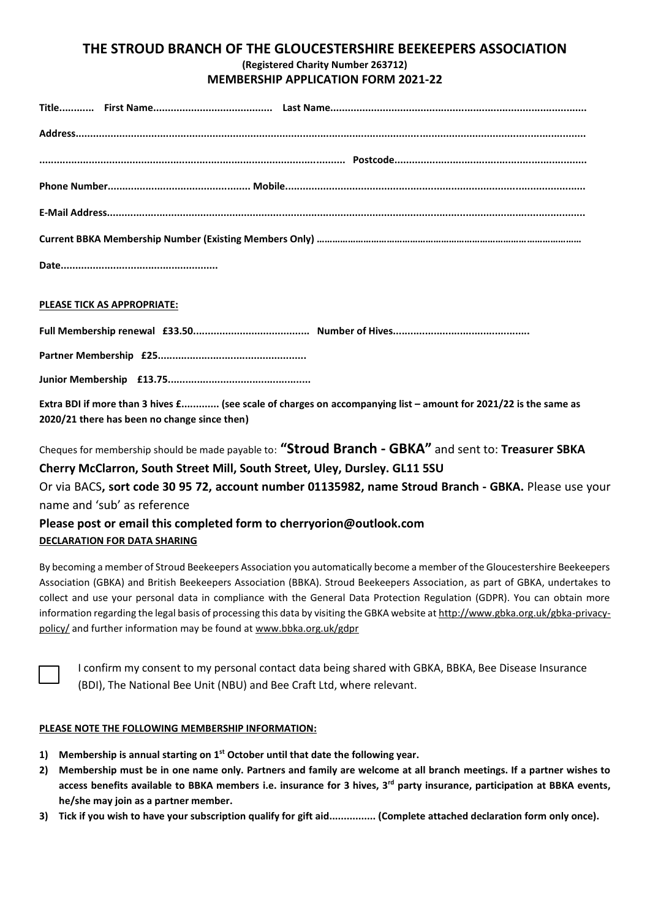# THE STROUD BRANCH OF THE GLOUCESTERSHIRE BEEKEEPERS ASSOCIATION

**(Registered Charity Number 263712)**

**MEMBERSHIP APPLICATION FORM 2021-22**

**Title............ First Name........................................ Last Name......................................................................................**

**Address.........................................................................................................................................................................**

**...................................................................................................... Postcode................................................................**

**Phone Number................................................ Mobile.....................................................................................................**

**E-Mail Address...............................................................................................................................................................**

**Current BBKA Membership Number (Existing Members Only) ……………………………………………………………………………………**

**Date.....................................................**

**PLEASE TICK AS APPROPRIATE:**

**Full Membership renewal £33.50....................................... Number of Hives.............................................**

**Partner Membership £25..................................................**

**Junior Membership £13.75................................................**

**Extra BDI if more than 3 hives £............ (see scale of charges on accompanying list – amount for 2021/22 is the same as 2020/21 there has been no change since then)**

Cheques for membership should be made payable to: **"Stroud Branch - GBKA"** and sent to: **Treasurer SBKA Cherry McClarron, South Street Mill, South Street, Uley, Dursley. GL11 5SU**

Or via BACS**, sort code 30 95 72, account number 01135982, name Stroud Branch - GBKA.** Please use your name and 'sub' as reference

**Please post or email this completed form to cherryorion@outlook.com**

**DECLARATION FOR DATA SHARING**

By becoming a member of Stroud Beekeepers Association you automatically become a member of the Gloucestershire Beekeepers Association (GBKA) and British Beekeepers Association (BBKA). Stroud Beekeepers Association, as part of GBKA, undertakes to collect and use your personal data in compliance with the General Data Protection Regulation (GDPR). You can obtain more information regarding the legal basis of processing this data by visiting the GBKA website at http://www.gbka.org.uk/gbka-privacy-policy/ and further information may be found at www.bbka.org.uk/gdpr

☐ I confirm my consent to my personal contact data being shared with GBKA, BBKA, Bee Disease Insurance (BDI), The National Bee Unit (NBU) and Bee Craft Ltd, where relevant.

**PLEASE NOTE THE FOLLOWING MEMBERSHIP INFORMATION:**

1) **Membership is annual starting on 1st October until that date the following year.**
2) **Membership must be in one name only. Partners and family are welcome at all branch meetings. If a partner wishes to access benefits available to BBKA members i.e. insurance for 3 hives, 3rd party insurance, participation at BBKA events, he/she may join as a partner member.**
3) **Tick if you wish to have your subscription qualify for gift aid................ (Complete attached declaration form only once).**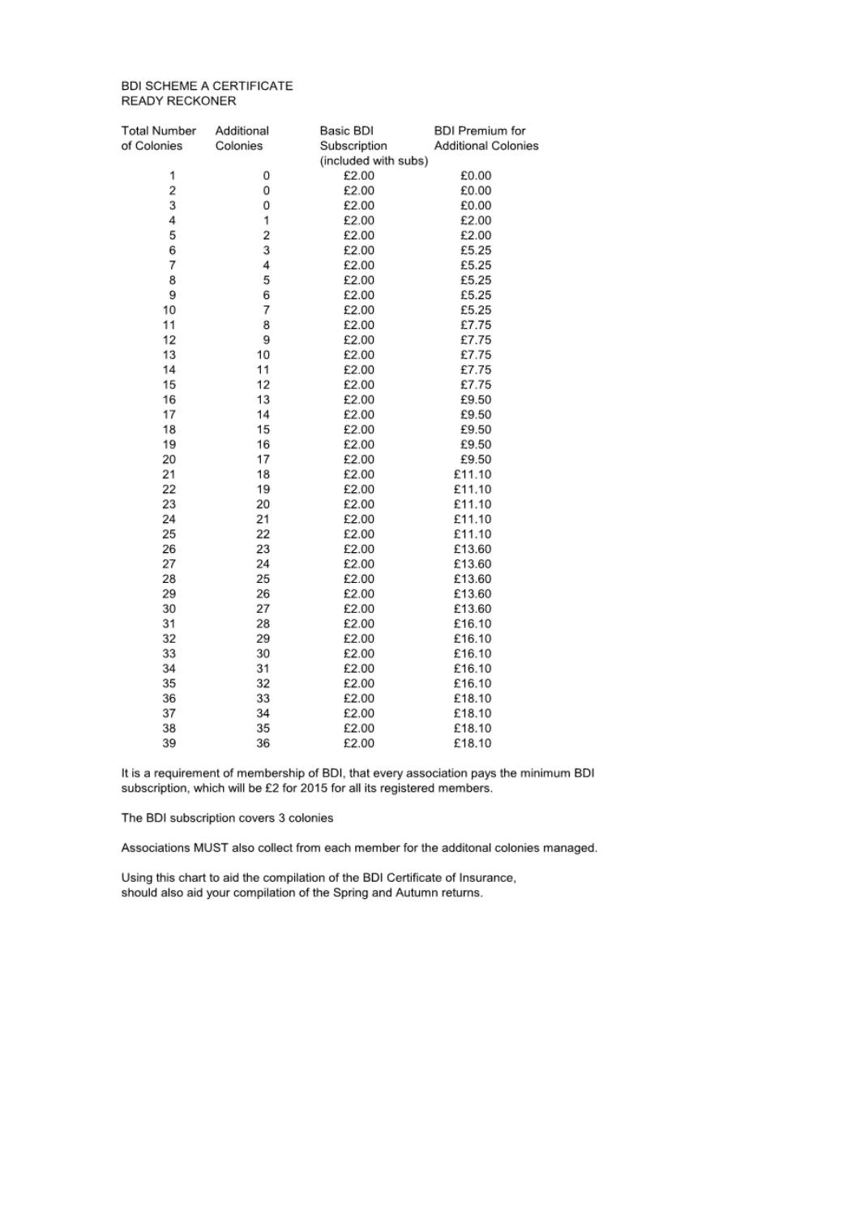BDI SCHEME A CERTIFICATE
READY RECKONER

| Total Number of Colonies | Additional Colonies | Basic BDI Subscription (included with subs) | BDI Premium for Additional Colonies |
|---|---|---|---|
| 1 | 0 | £2.00 | £0.00 |
| 2 | 0 | £2.00 | £0.00 |
| 3 | 0 | £2.00 | £0.00 |
| 4 | 1 | £2.00 | £2.00 |
| 5 | 2 | £2.00 | £2.00 |
| 6 | 3 | £2.00 | £5.25 |
| 7 | 4 | £2.00 | £5.25 |
| 8 | 5 | £2.00 | £5.25 |
| 9 | 6 | £2.00 | £5.25 |
| 10 | 7 | £2.00 | £5.25 |
| 11 | 8 | £2.00 | £7.75 |
| 12 | 9 | £2.00 | £7.75 |
| 13 | 10 | £2.00 | £7.75 |
| 14 | 11 | £2.00 | £7.75 |
| 15 | 12 | £2.00 | £7.75 |
| 16 | 13 | £2.00 | £9.50 |
| 17 | 14 | £2.00 | £9.50 |
| 18 | 15 | £2.00 | £9.50 |
| 19 | 16 | £2.00 | £9.50 |
| 20 | 17 | £2.00 | £9.50 |
| 21 | 18 | £2.00 | £11.10 |
| 22 | 19 | £2.00 | £11.10 |
| 23 | 20 | £2.00 | £11.10 |
| 24 | 21 | £2.00 | £11.10 |
| 25 | 22 | £2.00 | £11.10 |
| 26 | 23 | £2.00 | £13.60 |
| 27 | 24 | £2.00 | £13.60 |
| 28 | 25 | £2.00 | £13.60 |
| 29 | 26 | £2.00 | £13.60 |
| 30 | 27 | £2.00 | £13.60 |
| 31 | 28 | £2.00 | £16.10 |
| 32 | 29 | £2.00 | £16.10 |
| 33 | 30 | £2.00 | £16.10 |
| 34 | 31 | £2.00 | £16.10 |
| 35 | 32 | £2.00 | £16.10 |
| 36 | 33 | £2.00 | £18.10 |
| 37 | 34 | £2.00 | £18.10 |
| 38 | 35 | £2.00 | £18.10 |
| 39 | 36 | £2.00 | £18.10 |

It is a requirement of membership of BDI, that every association pays the minimum BDI subscription, which will be £2 for 2015 for all its registered members.

The BDI subscription covers 3 colonies

Associations MUST also collect from each member for the additonal colonies managed.

Using this chart to aid the compilation of the BDI Certificate of Insurance, should also aid your compilation of the Spring and Autumn returns.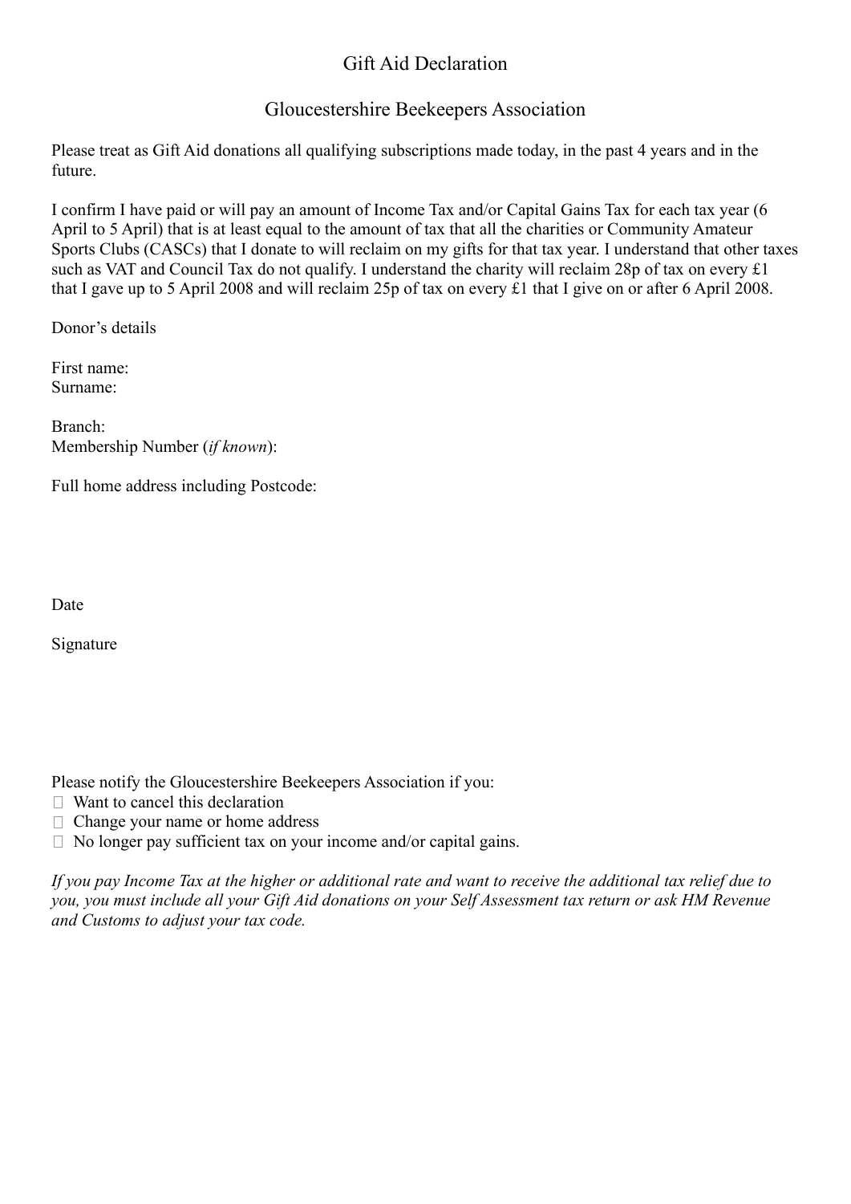# Gift Aid Declaration

## Gloucestershire Beekeepers Association

Please treat as Gift Aid donations all qualifying subscriptions made today, in the past 4 years and in the future.

I confirm I have paid or will pay an amount of Income Tax and/or Capital Gains Tax for each tax year (6 April to 5 April) that is at least equal to the amount of tax that all the charities or Community Amateur Sports Clubs (CASCs) that I donate to will reclaim on my gifts for that tax year. I understand that other taxes such as VAT and Council Tax do not qualify. I understand the charity will reclaim 28p of tax on every £1 that I gave up to 5 April 2008 and will reclaim 25p of tax on every £1 that I give on or after 6 April 2008.

Donor's details

First name:
Surname:

Branch:
Membership Number (*if known*):

Full home address including Postcode:

Date

Signature

Please notify the Gloucestershire Beekeepers Association if you:

- Want to cancel this declaration
- Change your name or home address
- No longer pay sufficient tax on your income and/or capital gains.

*If you pay Income Tax at the higher or additional rate and want to receive the additional tax relief due to you, you must include all your Gift Aid donations on your Self Assessment tax return or ask HM Revenue and Customs to adjust your tax code.*